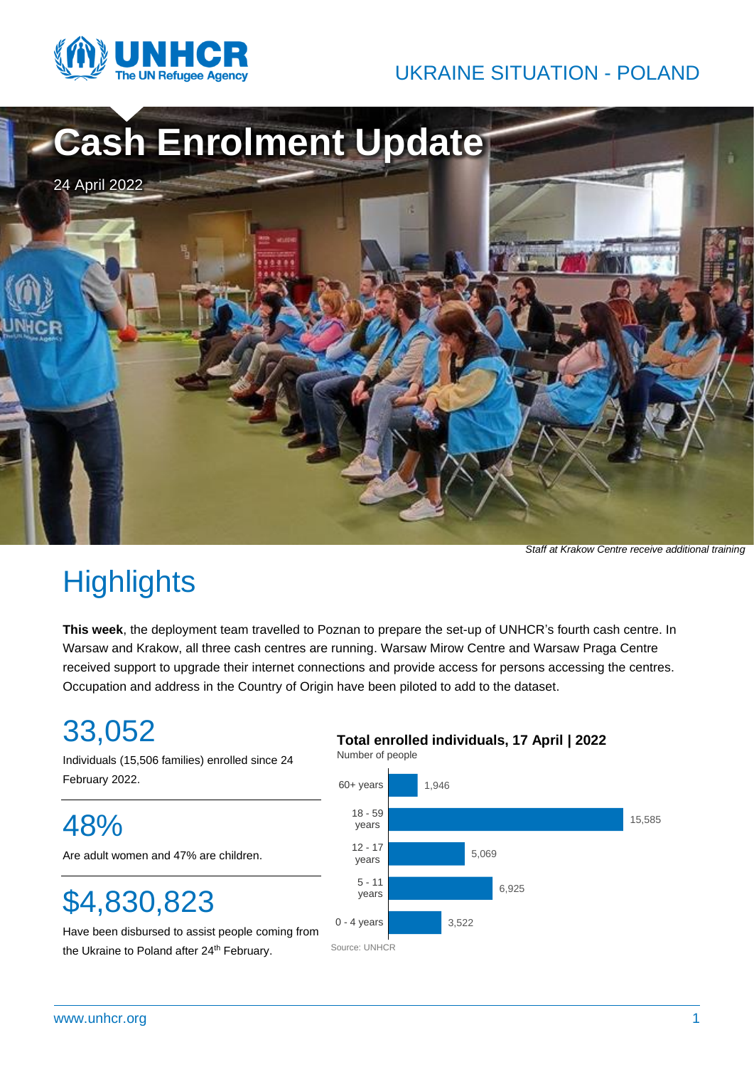UKRAINE SITUATION - POLAND

# Cash Enrolment Update

24 April 2022

*Staff at Krakow Centre receive additional training*

## Highlights

**This week**, the deployment team travelled to Poznan to prepare the set-up of UNHCR's fourth cash centre. In Warsaw and Krakow, all three cash centres are running. Warsaw Mirow Centre and Warsaw Praga Centre received support to upgrade their internet connections and provide access for persons accessing the centres. Occupation and address in the Country of Origin have been piloted to add to the dataset.

### 33,052

Individuals (15,506 families) enrolled since 24 February 2022.

### 48%

Are adult women and 47% are children.

### $4,830,823

Have been disbursed to assist people coming from the Ukraine to Poland after 24th February.

**Total enrolled individuals, 17 April | 2022**

Number of people

| Age group | Number of people |
|---|---|
| 60+ years | 1,946 |
| 18 - 59 years | 15,585 |
| 12 - 17 years | 5,069 |
| 5 - 11 years | 6,925 |
| 0 - 4 years | 3,522 |

Source: UNHCR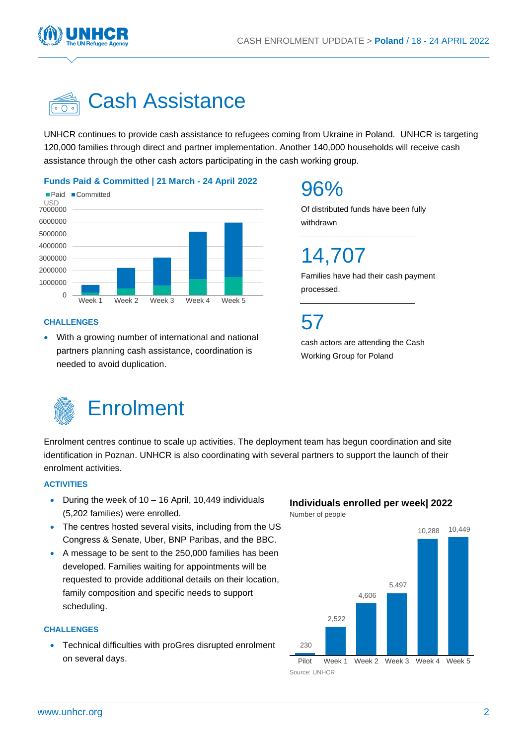# Cash Assistance

UNHCR continues to provide cash assistance to refugees coming from Ukraine in Poland. UNHCR is targeting 120,000 families through direct and partner implementation. Another 140,000 households will receive cash assistance through the other cash actors participating in the cash working group.

### Funds Paid & Committed | 21 March - 24 April 2022

Paid
Committed
USD
7000000
6000000
5000000
4000000
3000000
2000000
1000000
0
Week 1
Week 2
Week 3
Week 4
Week 5

**96%**

Of distributed funds have been fully withdrawn

**14,707**

Families have had their cash payment processed.

**57**

cash actors are attending the Cash Working Group for Poland

### CHALLENGES

- With a growing number of international and national partners planning cash assistance, coordination is needed to avoid duplication.

# Enrolment

Enrolment centres continue to scale up activities. The deployment team has begun coordination and site identification in Poznan. UNHCR is also coordinating with several partners to support the launch of their enrolment activities.

### ACTIVITIES

- During the week of 10 – 16 April, 10,449 individuals (5,202 families) were enrolled.
- The centres hosted several visits, including from the US Congress & Senate, Uber, BNP Paribas, and the BBC.
- A message to be sent to the 250,000 families has been developed. Families waiting for appointments will be requested to provide additional details on their location, family composition and specific needs to support scheduling.

### CHALLENGES

- Technical difficulties with proGres disrupted enrolment on several days.

**Individuals enrolled per week| 2022**

Number of people

230
2,522
4,606
5,497
10,288
10,449
Pilot
Week 1
Week 2
Week 3
Week 4
Week 5

Source: UNHCR